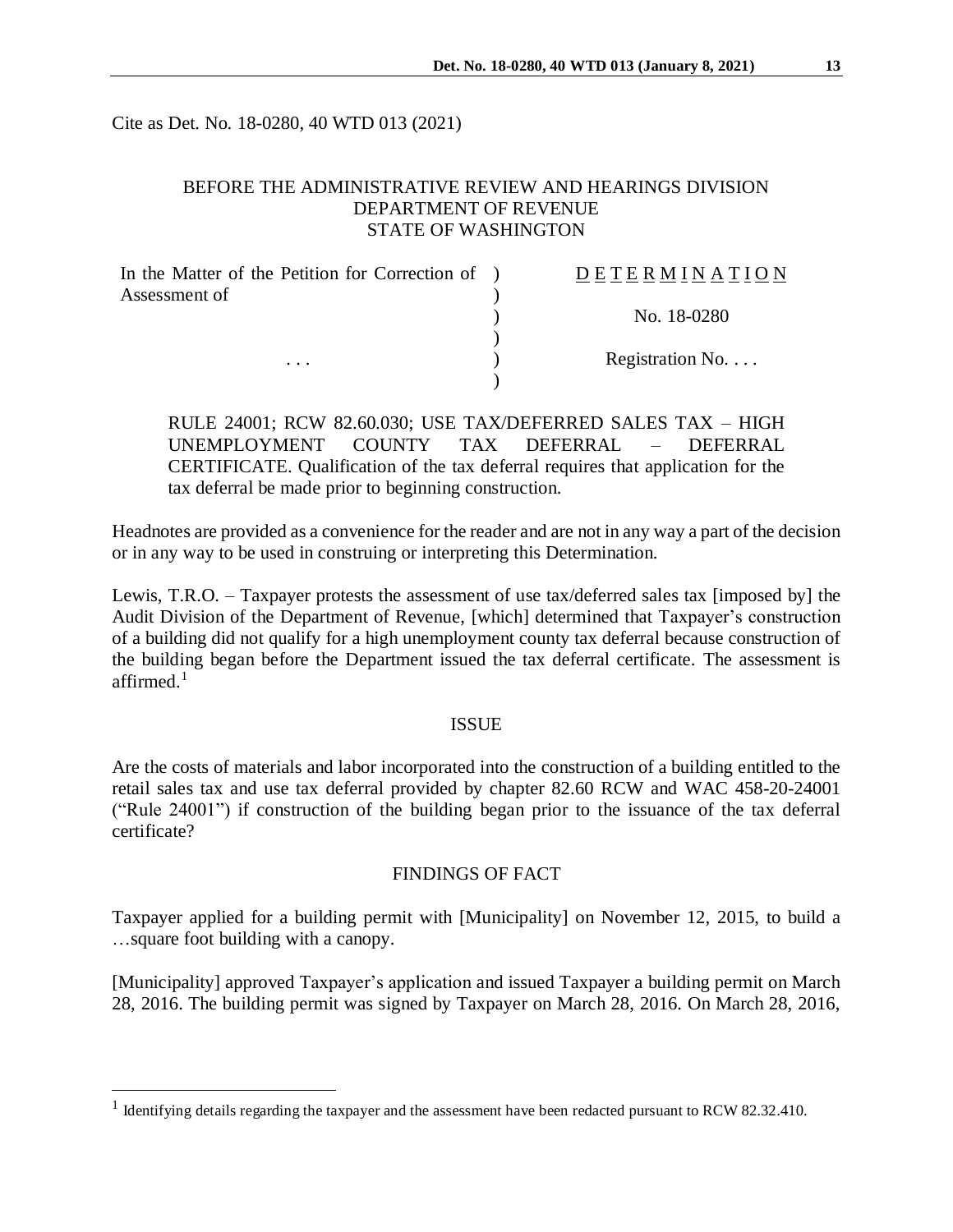Cite as Det. No. 18-0280, 40 WTD 013 (2021)

BEFORE THE ADMINISTRATIVE REVIEW AND HEARINGS DIVISION
DEPARTMENT OF REVENUE
STATE OF WASHINGTON

| In the Matter of the Petition for Correction of Assessment of | ) | DETERMINATION |
|---|---|---|
| | ) | |
| | ) | No. 18-0280 |
| | ) | |
| . . . | ) | Registration No. . . . |
| | ) | |

RULE 24001; RCW 82.60.030; USE TAX/DEFERRED SALES TAX – HIGH UNEMPLOYMENT COUNTY TAX DEFERRAL – DEFERRAL CERTIFICATE. Qualification of the tax deferral requires that application for the tax deferral be made prior to beginning construction.

Headnotes are provided as a convenience for the reader and are not in any way a part of the decision or in any way to be used in construing or interpreting this Determination.

Lewis, T.R.O. – Taxpayer protests the assessment of use tax/deferred sales tax [imposed by] the Audit Division of the Department of Revenue, [which] determined that Taxpayer's construction of a building did not qualify for a high unemployment county tax deferral because construction of the building began before the Department issued the tax deferral certificate. The assessment is affirmed.[1]

## ISSUE

Are the costs of materials and labor incorporated into the construction of a building entitled to the retail sales tax and use tax deferral provided by chapter 82.60 RCW and WAC 458-20-24001 ("Rule 24001") if construction of the building began prior to the issuance of the tax deferral certificate?

## FINDINGS OF FACT

Taxpayer applied for a building permit with [Municipality] on November 12, 2015, to build a …square foot building with a canopy.

[Municipality] approved Taxpayer's application and issued Taxpayer a building permit on March 28, 2016. The building permit was signed by Taxpayer on March 28, 2016. On March 28, 2016,

[1] Identifying details regarding the taxpayer and the assessment have been redacted pursuant to RCW 82.32.410.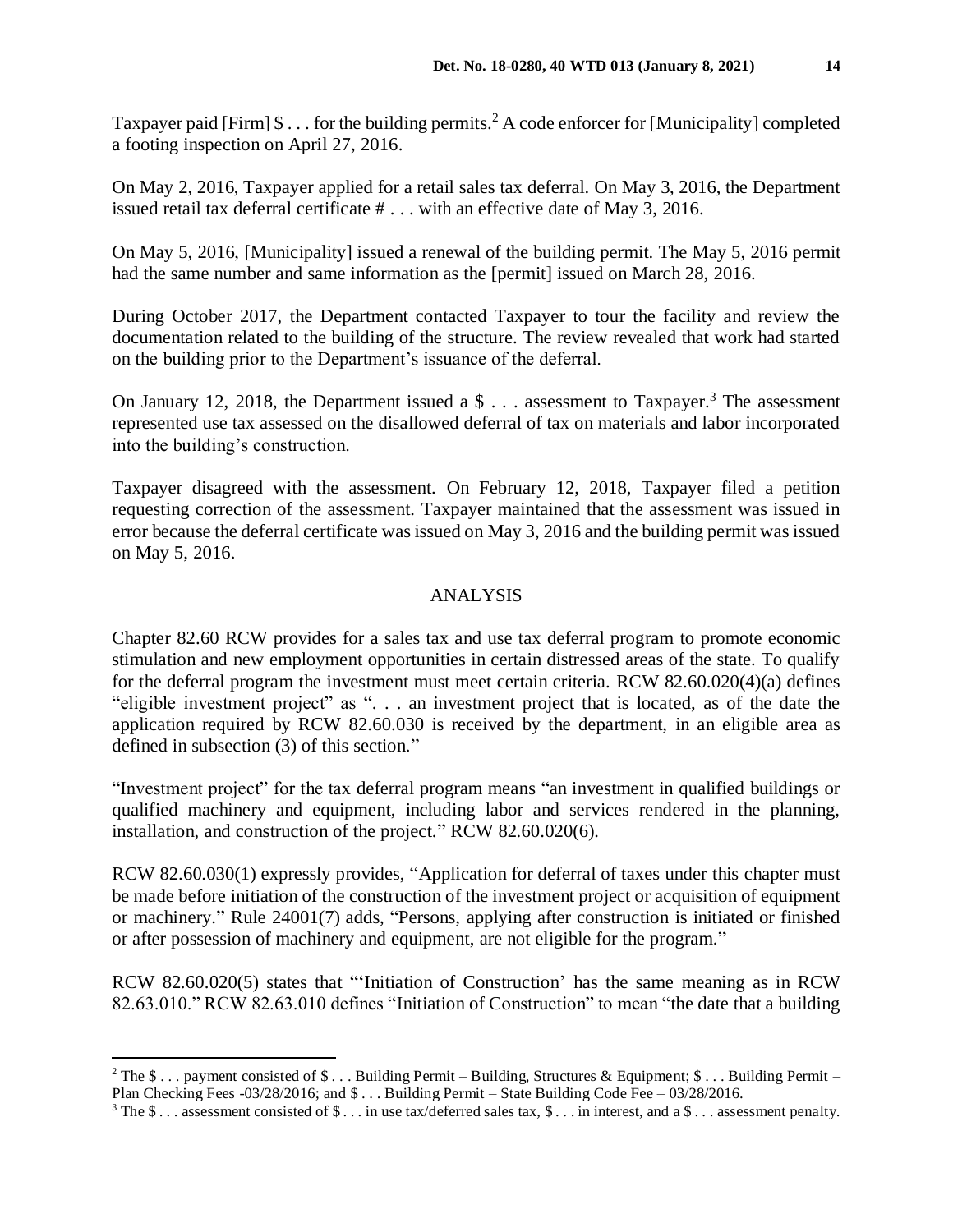Taxpayer paid [Firm] $ . . . for the building permits.[2] A code enforcer for [Municipality] completed a footing inspection on April 27, 2016.

On May 2, 2016, Taxpayer applied for a retail sales tax deferral. On May 3, 2016, the Department issued retail tax deferral certificate # . . . with an effective date of May 3, 2016.

On May 5, 2016, [Municipality] issued a renewal of the building permit. The May 5, 2016 permit had the same number and same information as the [permit] issued on March 28, 2016.

During October 2017, the Department contacted Taxpayer to tour the facility and review the documentation related to the building of the structure. The review revealed that work had started on the building prior to the Department's issuance of the deferral.

On January 12, 2018, the Department issued a $ . . . assessment to Taxpayer.[3] The assessment represented use tax assessed on the disallowed deferral of tax on materials and labor incorporated into the building's construction.

Taxpayer disagreed with the assessment. On February 12, 2018, Taxpayer filed a petition requesting correction of the assessment. Taxpayer maintained that the assessment was issued in error because the deferral certificate was issued on May 3, 2016 and the building permit was issued on May 5, 2016.

## ANALYSIS

Chapter 82.60 RCW provides for a sales tax and use tax deferral program to promote economic stimulation and new employment opportunities in certain distressed areas of the state. To qualify for the deferral program the investment must meet certain criteria. RCW 82.60.020(4)(a) defines "eligible investment project" as ". . . an investment project that is located, as of the date the application required by RCW 82.60.030 is received by the department, in an eligible area as defined in subsection (3) of this section."

"Investment project" for the tax deferral program means "an investment in qualified buildings or qualified machinery and equipment, including labor and services rendered in the planning, installation, and construction of the project." RCW 82.60.020(6).

RCW 82.60.030(1) expressly provides, "Application for deferral of taxes under this chapter must be made before initiation of the construction of the investment project or acquisition of equipment or machinery." Rule 24001(7) adds, "Persons, applying after construction is initiated or finished or after possession of machinery and equipment, are not eligible for the program."

RCW 82.60.020(5) states that "'Initiation of Construction' has the same meaning as in RCW 82.63.010." RCW 82.63.010 defines "Initiation of Construction" to mean "the date that a building

---

[2] The $ . . . payment consisted of $ . . . Building Permit – Building, Structures & Equipment; $ . . . Building Permit – Plan Checking Fees -03/28/2016; and $ . . . Building Permit – State Building Code Fee – 03/28/2016.

[3] The $ . . . assessment consisted of $ . . . in use tax/deferred sales tax, $ . . . in interest, and a $ . . . assessment penalty.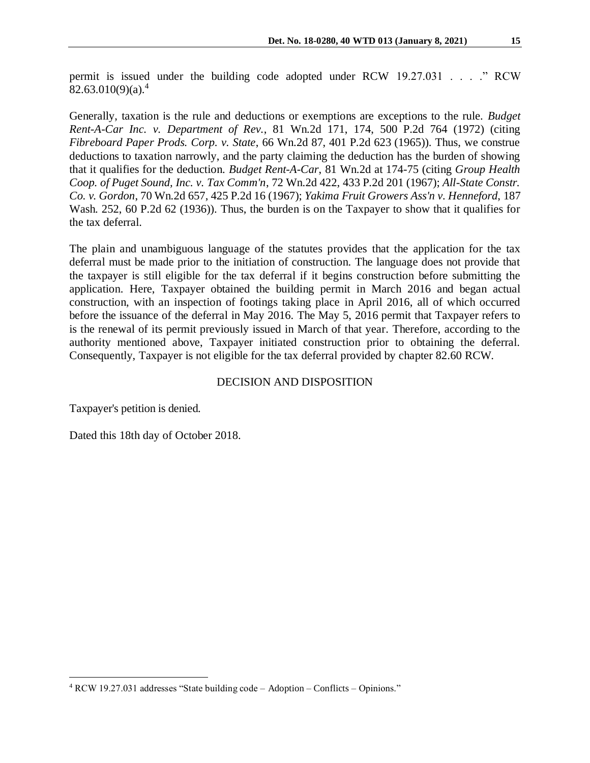permit is issued under the building code adopted under RCW 19.27.031 . . . ." RCW 82.63.010(9)(a).[4]

Generally, taxation is the rule and deductions or exemptions are exceptions to the rule. *Budget Rent-A-Car Inc. v. Department of Rev.*, 81 Wn.2d 171, 174, 500 P.2d 764 (1972) (citing *Fibreboard Paper Prods. Corp. v. State*, 66 Wn.2d 87, 401 P.2d 623 (1965)). Thus, we construe deductions to taxation narrowly, and the party claiming the deduction has the burden of showing that it qualifies for the deduction. *Budget Rent-A-Car*, 81 Wn.2d at 174-75 (citing *Group Health Coop. of Puget Sound, Inc. v. Tax Comm'n*, 72 Wn.2d 422, 433 P.2d 201 (1967); *All-State Constr. Co. v. Gordon*, 70 Wn.2d 657, 425 P.2d 16 (1967); *Yakima Fruit Growers Ass'n v. Henneford*, 187 Wash. 252, 60 P.2d 62 (1936)). Thus, the burden is on the Taxpayer to show that it qualifies for the tax deferral.

The plain and unambiguous language of the statutes provides that the application for the tax deferral must be made prior to the initiation of construction. The language does not provide that the taxpayer is still eligible for the tax deferral if it begins construction before submitting the application. Here, Taxpayer obtained the building permit in March 2016 and began actual construction, with an inspection of footings taking place in April 2016, all of which occurred before the issuance of the deferral in May 2016. The May 5, 2016 permit that Taxpayer refers to is the renewal of its permit previously issued in March of that year. Therefore, according to the authority mentioned above, Taxpayer initiated construction prior to obtaining the deferral. Consequently, Taxpayer is not eligible for the tax deferral provided by chapter 82.60 RCW.

## DECISION AND DISPOSITION

Taxpayer's petition is denied.

Dated this 18th day of October 2018.

---

[4] RCW 19.27.031 addresses "State building code – Adoption – Conflicts – Opinions."